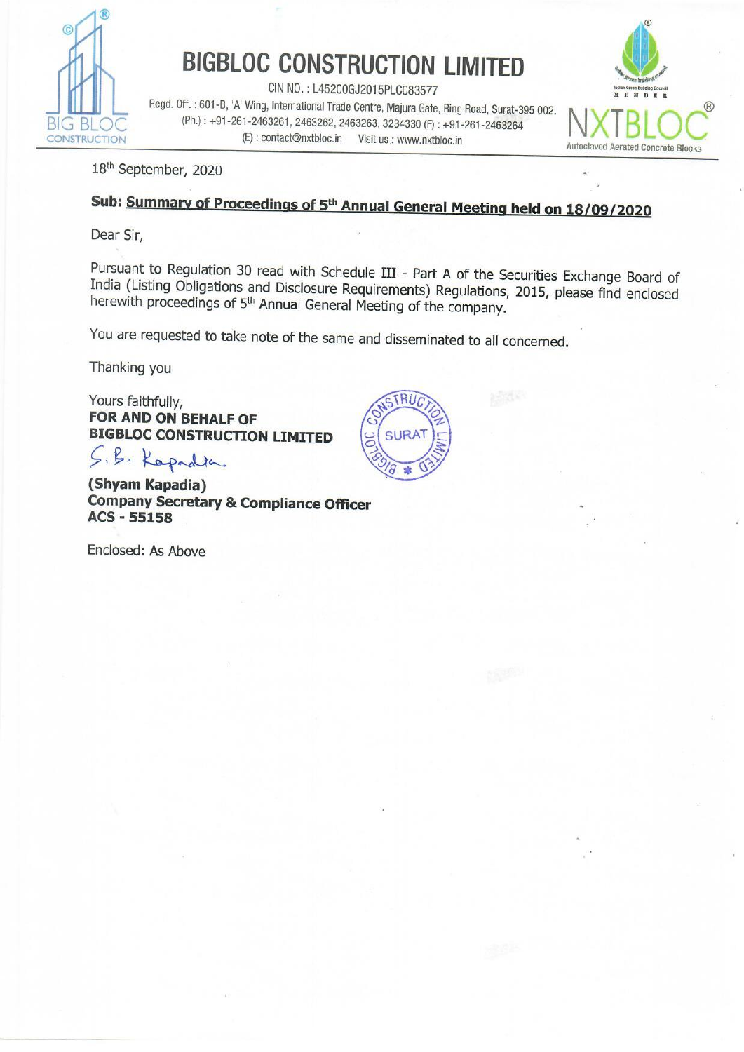# BIGBLOC CONSTRUCTION LIMITED

CIN NO.: L45200GJ2015PLC083577

Regd. Off.: 601-B, 'A' Wing, International Trade Centre, Majura Gate, Ring Road, Surat-395 002.
(Ph.): +91-261-2463261, 2463262, 2463263, 3234330 (F): +91-261-2463264
(E): contact@nxtbloc.in Visit us.: www.nxtbloc.in

NXTBLOC®
Autoclaved Aerated Concrete Blocks

18th September, 2020

**Sub: Summary of Proceedings of 5th Annual General Meeting held on 18/09/2020**

Dear Sir,

Pursuant to Regulation 30 read with Schedule III - Part A of the Securities Exchange Board of India (Listing Obligations and Disclosure Requirements) Regulations, 2015, please find enclosed herewith proceedings of 5th Annual General Meeting of the company.

You are requested to take note of the same and disseminated to all concerned.

Thanking you

Yours faithfully,
**FOR AND ON BEHALF OF**
**BIGBLOC CONSTRUCTION LIMITED**

S. B. Kapadia

**(Shyam Kapadia)**
**Company Secretary & Compliance Officer**
**ACS - 55158**

Enclosed: As Above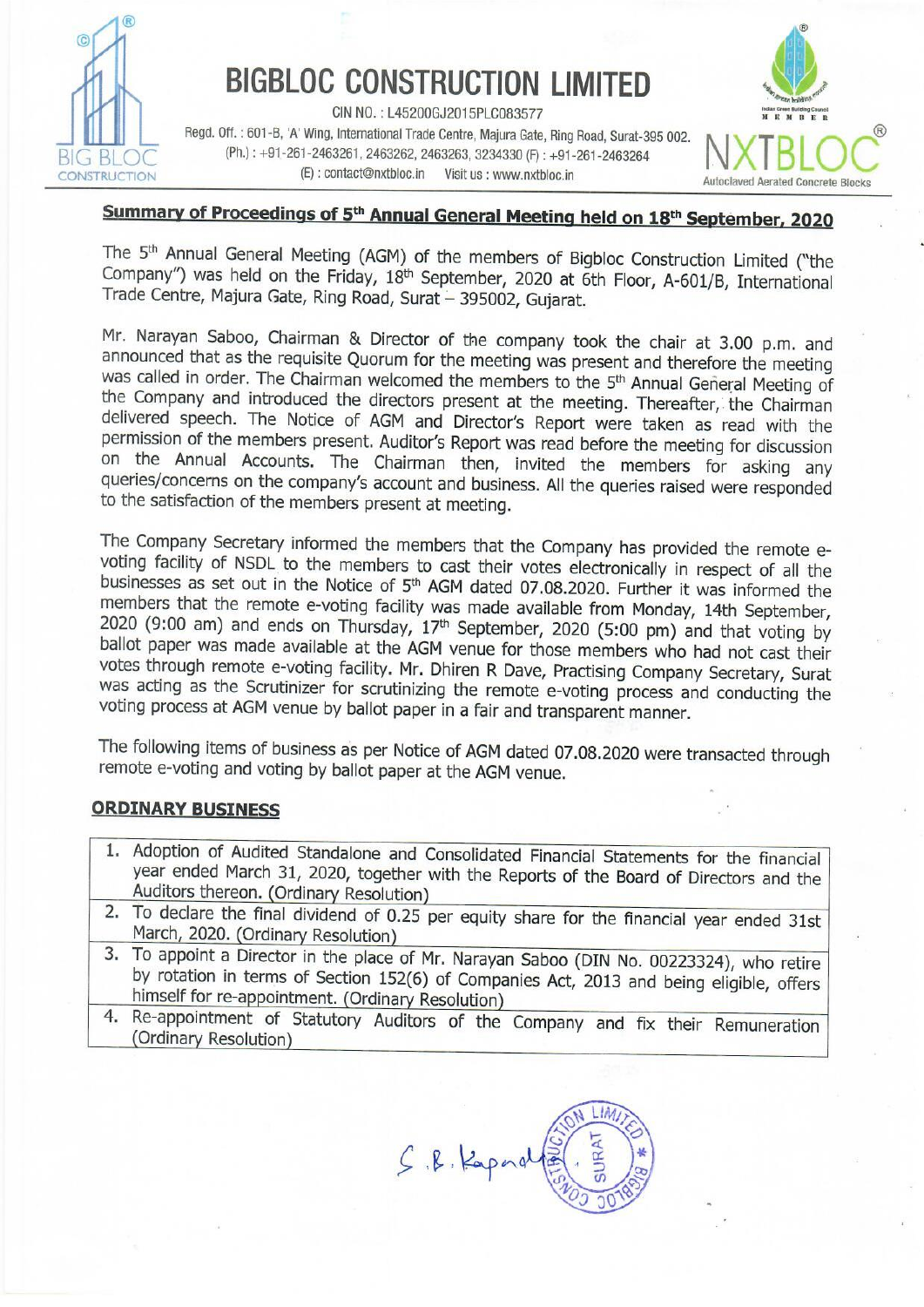# BIGBLOC CONSTRUCTION LIMITED

CIN NO. : L45200GJ2015PLC083577

Regd. Off. : 601-B, 'A' Wing, International Trade Centre, Majura Gate, Ring Road, Surat-395 002.
(Ph.) : +91-261-2463261, 2463262, 2463263, 3234330 (F) : +91-261-2463264
(E) : contact@nxtbloc.in Visit us : www.nxtbloc.in

NXTBLOC — Autoclaved Aerated Concrete Blocks

## Summary of Proceedings of 5th Annual General Meeting held on 18th September, 2020

The 5th Annual General Meeting (AGM) of the members of Bigbloc Construction Limited ("the Company") was held on the Friday, 18th September, 2020 at 6th Floor, A-601/B, International Trade Centre, Majura Gate, Ring Road, Surat – 395002, Gujarat.

Mr. Narayan Saboo, Chairman & Director of the company took the chair at 3.00 p.m. and announced that as the requisite Quorum for the meeting was present and therefore the meeting was called in order. The Chairman welcomed the members to the 5th Annual General Meeting of the Company and introduced the directors present at the meeting. Thereafter, the Chairman delivered speech. The Notice of AGM and Director's Report were taken as read with the permission of the members present. Auditor's Report was read before the meeting for discussion on the Annual Accounts. The Chairman then, invited the members for asking any queries/concerns on the company's account and business. All the queries raised were responded to the satisfaction of the members present at meeting.

The Company Secretary informed the members that the Company has provided the remote e-voting facility of NSDL to the members to cast their votes electronically in respect of all the businesses as set out in the Notice of 5th AGM dated 07.08.2020. Further it was informed the members that the remote e-voting facility was made available from Monday, 14th September, 2020 (9:00 am) and ends on Thursday, 17th September, 2020 (5:00 pm) and that voting by ballot paper was made available at the AGM venue for those members who had not cast their votes through remote e-voting facility. Mr. Dhiren R Dave, Practising Company Secretary, Surat was acting as the Scrutinizer for scrutinizing the remote e-voting process and conducting the voting process at AGM venue by ballot paper in a fair and transparent manner.

The following items of business as per Notice of AGM dated 07.08.2020 were transacted through remote e-voting and voting by ballot paper at the AGM venue.

### ORDINARY BUSINESS

| |
|---|
| 1. Adoption of Audited Standalone and Consolidated Financial Statements for the financial year ended March 31, 2020, together with the Reports of the Board of Directors and the Auditors thereon. (Ordinary Resolution) |
| 2. To declare the final dividend of 0.25 per equity share for the financial year ended 31st March, 2020. (Ordinary Resolution) |
| 3. To appoint a Director in the place of Mr. Narayan Saboo (DIN No. 00223324), who retire by rotation in terms of Section 152(6) of Companies Act, 2013 and being eligible, offers himself for re-appointment. (Ordinary Resolution) |
| 4. Re-appointment of Statutory Auditors of the Company and fix their Remuneration (Ordinary Resolution) |

S. B. Kapadia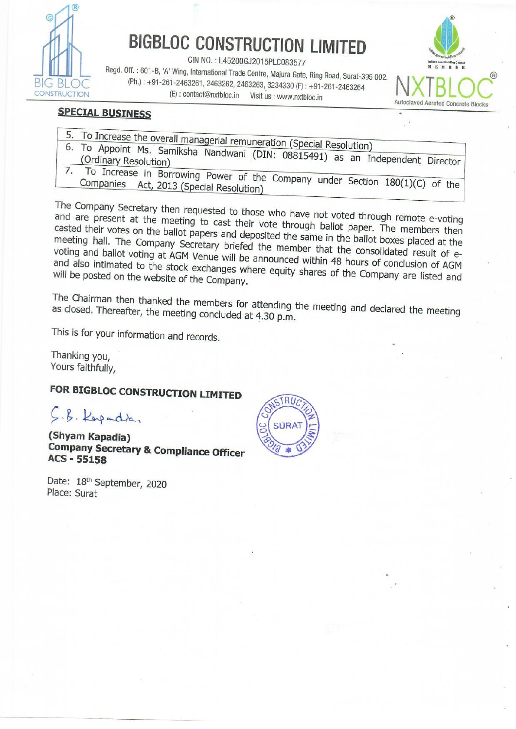# BIGBLOC CONSTRUCTION LIMITED

CIN NO. : L45200GJ2015PLC083577

Regd. Off. : 601-B, 'A' Wing, International Trade Centre, Majura Gate, Ring Road, Surat-395 002.
(Ph.) : +91-261-2463261, 2463262, 2463263, 3234330 (F) : +91-261-2463264
(E) : contact@nxtbloc.in Visit us : www.nxtbloc.in

NXTBLOC Autoclaved Aerated Concrete Blocks

## SPECIAL BUSINESS

| | |
|---|---|
| 5. | To Increase the overall managerial remuneration (Special Resolution) |
| 6. | To Appoint Ms. Samiksha Nandwani (DIN: 08815491) as an Independent Director (Ordinary Resolution) |
| 7. | To Increase in Borrowing Power of the Company under Section 180(1)(C) of the Companies Act, 2013 (Special Resolution) |

The Company Secretary then requested to those who have not voted through remote e-voting and are present at the meeting to cast their vote through ballot paper. The members then casted their votes on the ballot papers and deposited the same in the ballot boxes placed at the meeting hall. The Company Secretary briefed the member that the consolidated result of e-voting and ballot voting at AGM Venue will be announced within 48 hours of conclusion of AGM and also intimated to the stock exchanges where equity shares of the Company are listed and will be posted on the website of the Company.

The Chairman then thanked the members for attending the meeting and declared the meeting as closed. Thereafter, the meeting concluded at 4.30 p.m.

This is for your information and records.

Thanking you,
Yours faithfully,

**FOR BIGBLOC CONSTRUCTION LIMITED**

S. B. Kapadia

**(Shyam Kapadia)**
**Company Secretary & Compliance Officer**
**ACS - 55158**

Date: 18th September, 2020
Place: Surat